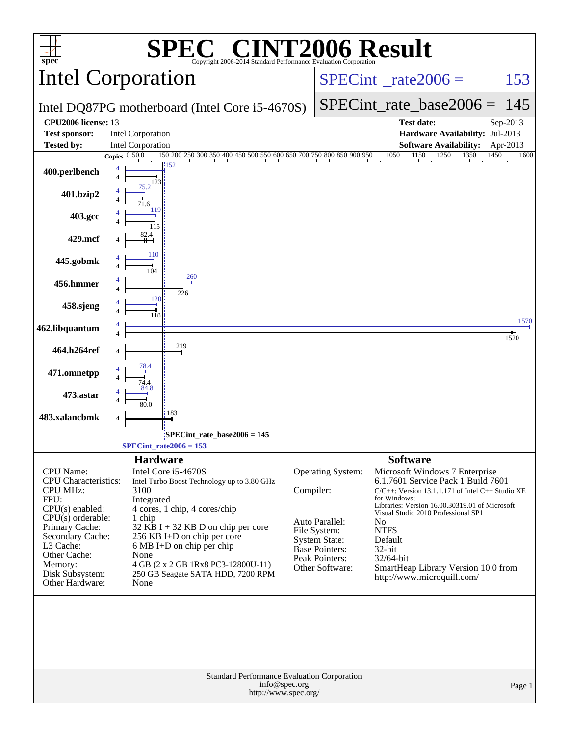# SPEC® CINT2006 Result

Copyright 2006-2014 Standard Performance Evaluation Corporation

## Intel Corporation

Intel DQ87PG motherboard (Intel Core i5-4670S)

SPECint_rate2006 = 153

SPECint_rate_base2006 = 145

| | | | |
|---|---|---|---|
| **CPU2006 license:** 13 | | **Test date:** | Sep-2013 |
| **Test sponsor:** | Intel Corporation | **Hardware Availability:** | Jul-2013 |
| **Tested by:** | Intel Corporation | **Software Availability:** | Apr-2013 |

| Benchmark | Copies (peak) | Copies (base) | Peak | Base |
|---|---|---|---|---|
| 400.perlbench | 4 | 4 | 152 | 123 |
| 401.bzip2 | 4 | 4 | 75.2 | 71.6 |
| 403.gcc | 4 | 4 | 119 | 115 |
| 429.mcf | | 4 | | 82.4 |
| 445.gobmk | 4 | 4 | 110 | 104 |
| 456.hmmer | 4 | 4 | 260 | 226 |
| 458.sjeng | 4 | 4 | 120 | 118 |
| 462.libquantum | 4 | 4 | 1570 | 1520 |
| 464.h264ref | | 4 | | 219 |
| 471.omnetpp | 4 | 4 | 78.4 | 74.4 |
| 473.astar | 4 | 4 | 84.8 | 80.0 |
| 483.xalancbmk | | 4 | | 183 |

SPECint_rate_base2006 = 145

SPECint_rate2006 = 153

### Hardware

| | |
|---|---|
| CPU Name: | Intel Core i5-4670S |
| CPU Characteristics: | Intel Turbo Boost Technology up to 3.80 GHz |
| CPU MHz: | 3100 |
| FPU: | Integrated |
| CPU(s) enabled: | 4 cores, 1 chip, 4 cores/chip |
| CPU(s) orderable: | 1 chip |
| Primary Cache: | 32 KB I + 32 KB D on chip per core |
| Secondary Cache: | 256 KB I+D on chip per core |
| L3 Cache: | 6 MB I+D on chip per chip |
| Other Cache: | None |
| Memory: | 4 GB (2 x 2 GB 1Rx8 PC3-12800U-11) |
| Disk Subsystem: | 250 GB Seagate SATA HDD, 7200 RPM |
| Other Hardware: | None |

### Software

| | |
|---|---|
| Operating System: | Microsoft Windows 7 Enterprise 6.1.7601 Service Pack 1 Build 7601 |
| Compiler: | C/C++: Version 13.1.1.171 of Intel C++ Studio XE for Windows; Libraries: Version 16.00.30319.01 of Microsoft Visual Studio 2010 Professional SP1 |
| Auto Parallel: | No |
| File System: | NTFS |
| System State: | Default |
| Base Pointers: | 32-bit |
| Peak Pointers: | 32/64-bit |
| Other Software: | SmartHeap Library Version 10.0 from http://www.microquill.com/ |

Standard Performance Evaluation Corporation
info@spec.org
http://www.spec.org/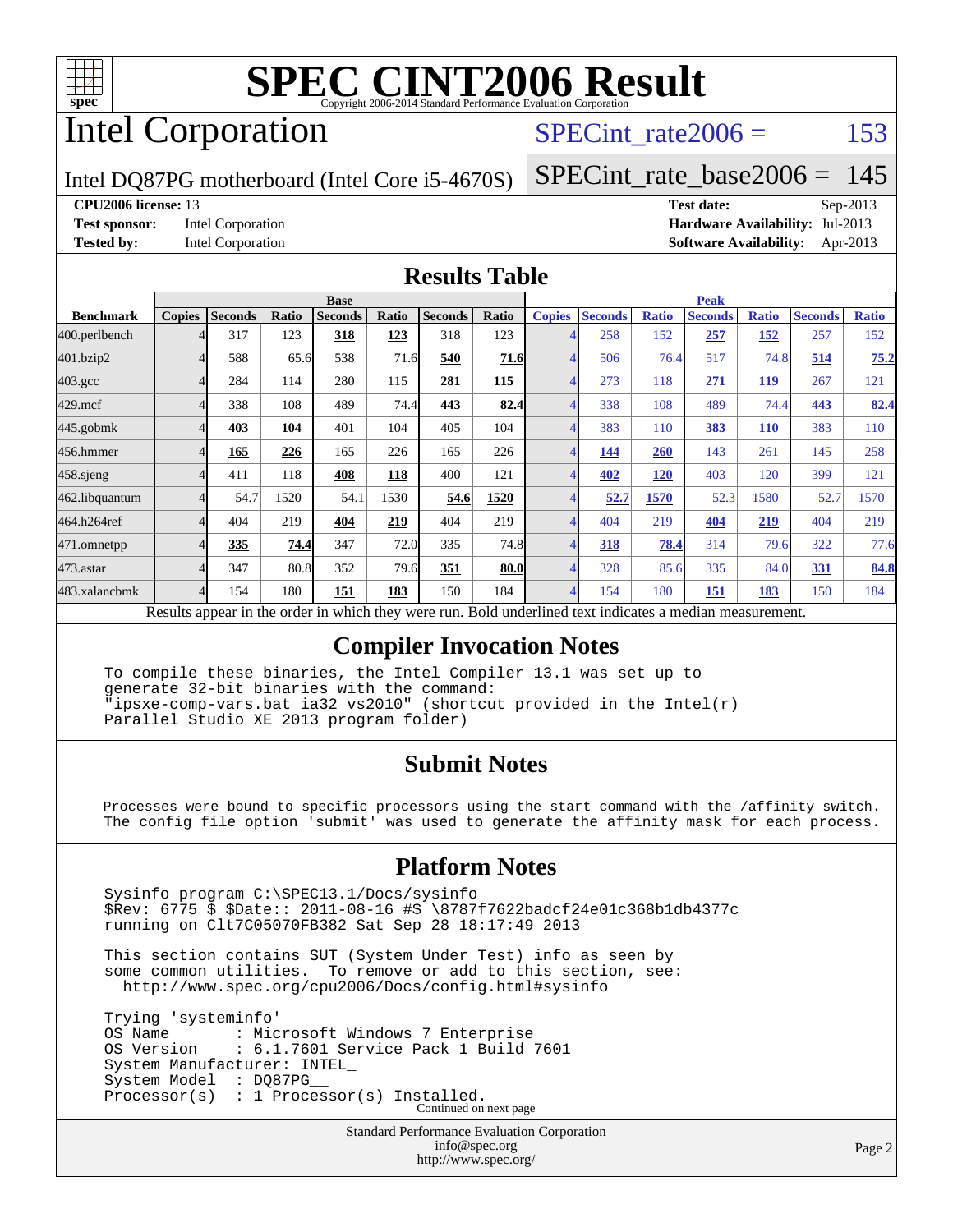# SPEC CINT2006 Result

Copyright 2006-2014 Standard Performance Evaluation Corporation

## Intel Corporation

Intel DQ87PG motherboard (Intel Core i5-4670S)

SPECint_rate2006 = 153

SPECint_rate_base2006 = 145

**CPU2006 license:** 13
**Test sponsor:** Intel Corporation
**Tested by:** Intel Corporation

**Test date:** Sep-2013
**Hardware Availability:** Jul-2013
**Software Availability:** Apr-2013

## Results Table

| Benchmark | Base | | | | | | | Peak | | | | | | |
|---|---|---|---|---|---|---|---|---|---|---|---|---|---|---|
| | Copies | Seconds | Ratio | Seconds | Ratio | Seconds | Ratio | Copies | Seconds | Ratio | Seconds | Ratio | Seconds | Ratio |
| 400.perlbench | 4 | 317 | 123 | **318** | **123** | 318 | 123 | 4 | 258 | 152 | **257** | **152** | 257 | 152 |
| 401.bzip2 | 4 | 588 | 65.6 | 538 | 71.6 | **540** | **71.6** | 4 | 506 | 76.4 | 517 | 74.8 | **514** | **75.2** |
| 403.gcc | 4 | 284 | 114 | 280 | 115 | **281** | **115** | 4 | 273 | 118 | **271** | **119** | 267 | 121 |
| 429.mcf | 4 | 338 | 108 | 489 | 74.4 | **443** | **82.4** | 4 | 338 | 108 | 489 | 74.4 | **443** | **82.4** |
| 445.gobmk | 4 | **403** | **104** | 401 | 104 | 405 | 104 | 4 | 383 | 110 | **383** | **110** | 383 | 110 |
| 456.hmmer | 4 | **165** | **226** | 165 | 226 | 165 | 226 | 4 | **144** | **260** | 143 | 261 | 145 | 258 |
| 458.sjeng | 4 | 411 | 118 | **408** | **118** | 400 | 121 | 4 | **402** | **120** | 403 | 120 | 399 | 121 |
| 462.libquantum | 4 | 54.7 | 1520 | 54.1 | 1530 | **54.6** | **1520** | 4 | **52.7** | **1570** | 52.3 | 1580 | 52.7 | 1570 |
| 464.h264ref | 4 | 404 | 219 | **404** | **219** | 404 | 219 | 4 | 404 | 219 | **404** | **219** | 404 | 219 |
| 471.omnetpp | 4 | **335** | **74.4** | 347 | 72.0 | 335 | 74.8 | 4 | **318** | **78.4** | 314 | 79.6 | 322 | 77.6 |
| 473.astar | 4 | 347 | 80.8 | 352 | 79.6 | **351** | **80.0** | 4 | 328 | 85.6 | 335 | 84.0 | **331** | **84.8** |
| 483.xalancbmk | 4 | 154 | 180 | **151** | **183** | 150 | 184 | 4 | 154 | 180 | **151** | **183** | 150 | 184 |

Results appear in the order in which they were run. Bold underlined text indicates a median measurement.

## Compiler Invocation Notes

```
To compile these binaries, the Intel Compiler 13.1 was set up to
generate 32-bit binaries with the command:
"ipsxe-comp-vars.bat ia32 vs2010" (shortcut provided in the Intel(r)
Parallel Studio XE 2013 program folder)
```

## Submit Notes

```
Processes were bound to specific processors using the start command with the /affinity switch.
The config file option 'submit' was used to generate the affinity mask for each process.
```

## Platform Notes

```
Sysinfo program C:\SPEC13.1/Docs/sysinfo
$Rev: 6775 $ $Date:: 2011-08-16 #$ \8787f7622badcf24e01c368b1db4377c
running on Clt7C05070FB382 Sat Sep 28 18:17:49 2013

This section contains SUT (System Under Test) info as seen by
some common utilities.  To remove or add to this section, see:
  http://www.spec.org/cpu2006/Docs/config.html#sysinfo

Trying 'systeminfo'
OS Name       : Microsoft Windows 7 Enterprise
OS Version    : 6.1.7601 Service Pack 1 Build 7601
System Manufacturer: INTEL_
System Model  : DQ87PG__
Processor(s)  : 1 Processor(s) Installed.
```

Continued on next page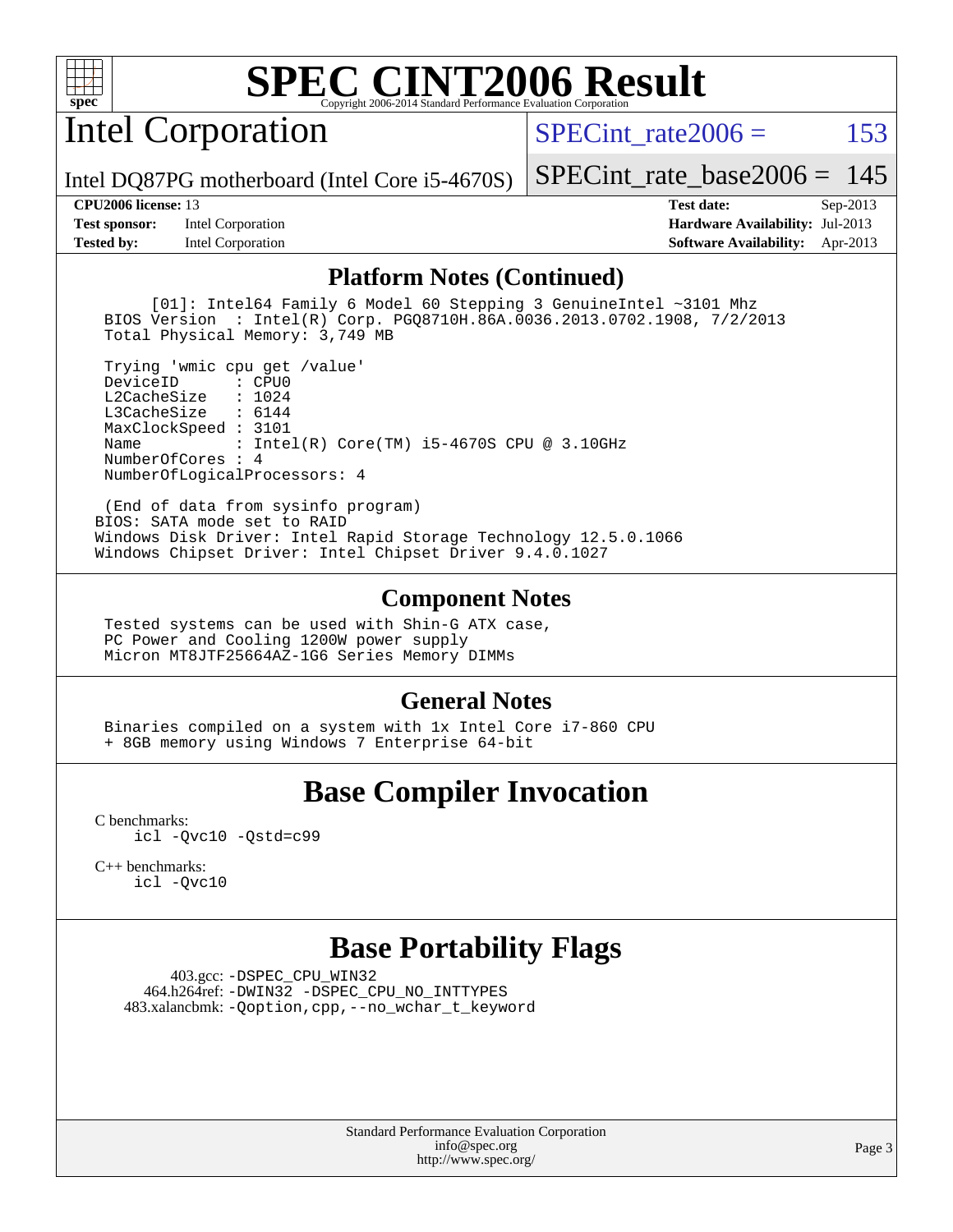# SPEC CINT2006 Result

Copyright 2006-2014 Standard Performance Evaluation Corporation

## Intel Corporation

Intel DQ87PG motherboard (Intel Core i5-4670S)

SPECint_rate2006 = 153

SPECint_rate_base2006 = 145

**CPU2006 license:** 13
**Test sponsor:** Intel Corporation
**Tested by:** Intel Corporation

**Test date:** Sep-2013
**Hardware Availability:** Jul-2013
**Software Availability:** Apr-2013

### Platform Notes (Continued)

```
      [01]: Intel64 Family 6 Model 60 Stepping 3 GenuineIntel ~3101 Mhz
  BIOS Version  : Intel(R) Corp. PGQ8710H.86A.0036.2013.0702.1908, 7/2/2013
  Total Physical Memory: 3,749 MB

  Trying 'wmic cpu get /value'
  DeviceID       : CPU0
  L2CacheSize    : 1024
  L3CacheSize    : 6144
  MaxClockSpeed : 3101
  Name           : Intel(R) Core(TM) i5-4670S CPU @ 3.10GHz
  NumberOfCores : 4
  NumberOfLogicalProcessors: 4

 (End of data from sysinfo program)
BIOS: SATA mode set to RAID
Windows Disk Driver: Intel Rapid Storage Technology 12.5.0.1066
Windows Chipset Driver: Intel Chipset Driver 9.4.0.1027
```

### Component Notes

```
 Tested systems can be used with Shin-G ATX case,
 PC Power and Cooling 1200W power supply
 Micron MT8JTF25664AZ-1G6 Series Memory DIMMs
```

### General Notes

```
 Binaries compiled on a system with 1x Intel Core i7-860 CPU
 + 8GB memory using Windows 7 Enterprise 64-bit
```

## Base Compiler Invocation

C benchmarks:
```
icl -Qvc10 -Qstd=c99
```

C++ benchmarks:
```
icl -Qvc10
```

## Base Portability Flags

403.gcc: -DSPEC_CPU_WIN32
464.h264ref: -DWIN32 -DSPEC_CPU_NO_INTTYPES
483.xalancbmk: -Qoption,cpp,--no_wchar_t_keyword

Standard Performance Evaluation Corporation
info@spec.org
http://www.spec.org/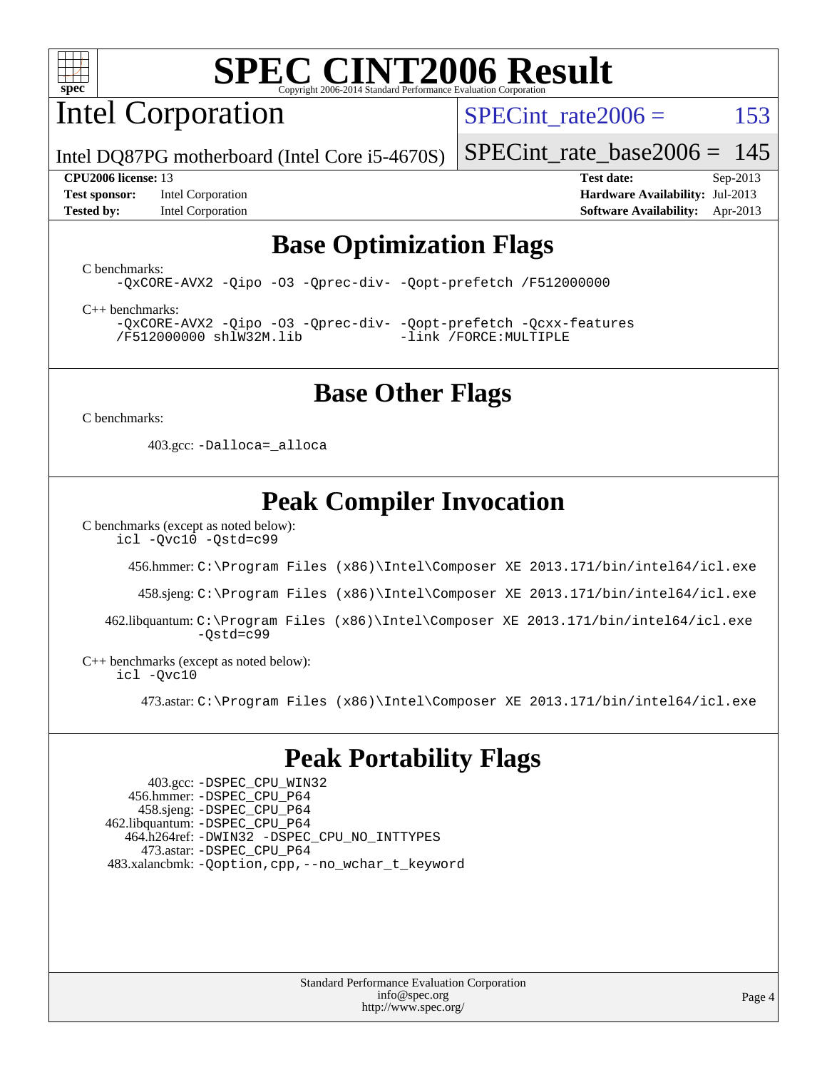# Base Optimization Flags

C benchmarks:

```
-QxCORE-AVX2 -Qipo -O3 -Qprec-div- -Qopt-prefetch /F512000000
```

C++ benchmarks:

```
-QxCORE-AVX2 -Qipo -O3 -Qprec-div- -Qopt-prefetch -Qcxx-features
/F512000000 shlW32M.lib            -link /FORCE:MULTIPLE
```

# Base Other Flags

C benchmarks:

403.gcc: `-Dalloca=_alloca`

# Peak Compiler Invocation

C benchmarks (except as noted below):

```
icl -Qvc10 -Qstd=c99
```

456.hmmer: `C:\Program Files (x86)\Intel\Composer XE 2013.171/bin/intel64/icl.exe`

458.sjeng: `C:\Program Files (x86)\Intel\Composer XE 2013.171/bin/intel64/icl.exe`

462.libquantum: `C:\Program Files (x86)\Intel\Composer XE 2013.171/bin/intel64/icl.exe -Qstd=c99`

C++ benchmarks (except as noted below):

```
icl -Qvc10
```

473.astar: `C:\Program Files (x86)\Intel\Composer XE 2013.171/bin/intel64/icl.exe`

# Peak Portability Flags

403.gcc: `-DSPEC_CPU_WIN32`
456.hmmer: `-DSPEC_CPU_P64`
458.sjeng: `-DSPEC_CPU_P64`
462.libquantum: `-DSPEC_CPU_P64`
464.h264ref: `-DWIN32 -DSPEC_CPU_NO_INTTYPES`
473.astar: `-DSPEC_CPU_P64`
483.xalancbmk: `-Qoption,cpp,--no_wchar_t_keyword`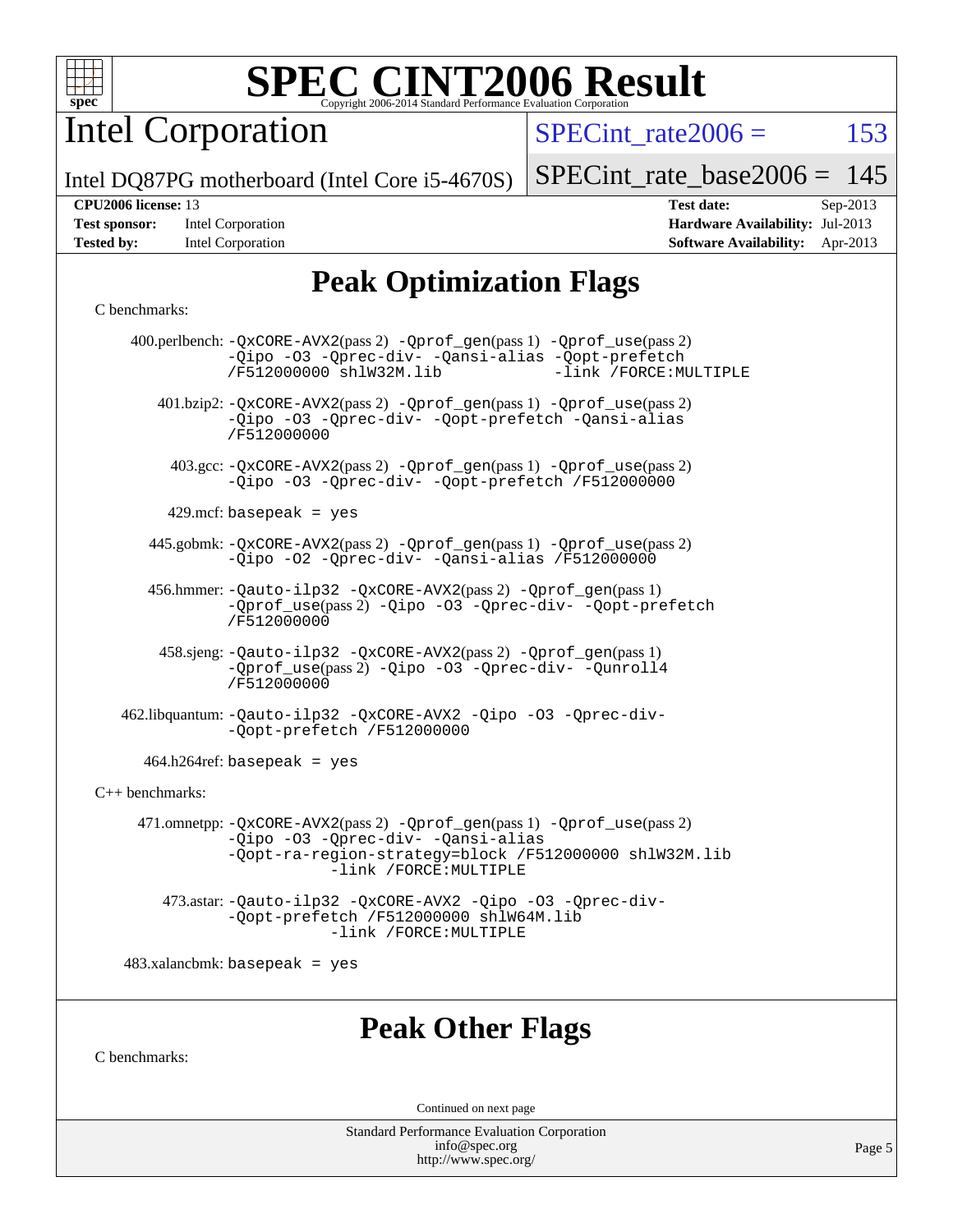# SPEC CINT2006 Result

## Intel Corporation

Intel DQ87PG motherboard (Intel Core i5-4670S)

SPECint_rate2006 = 153

SPECint_rate_base2006 = 145

**CPU2006 license:** 13
**Test sponsor:** Intel Corporation
**Tested by:** Intel Corporation

**Test date:** Sep-2013
**Hardware Availability:** Jul-2013
**Software Availability:** Apr-2013

## Peak Optimization Flags

C benchmarks:

400.perlbench: -QxCORE-AVX2(pass 2) -Qprof_gen(pass 1) -Qprof_use(pass 2) -Qipo -O3 -Qprec-div- -Qansi-alias -Qopt-prefetch /F512000000 shlW32M.lib -link /FORCE:MULTIPLE

401.bzip2: -QxCORE-AVX2(pass 2) -Qprof_gen(pass 1) -Qprof_use(pass 2) -Qipo -O3 -Qprec-div- -Qopt-prefetch -Qansi-alias /F512000000

403.gcc: -QxCORE-AVX2(pass 2) -Qprof_gen(pass 1) -Qprof_use(pass 2) -Qipo -O3 -Qprec-div- -Qopt-prefetch /F512000000

429.mcf: basepeak = yes

445.gobmk: -QxCORE-AVX2(pass 2) -Qprof_gen(pass 1) -Qprof_use(pass 2) -Qipo -O2 -Qprec-div- -Qansi-alias /F512000000

456.hmmer: -Qauto-ilp32 -QxCORE-AVX2(pass 2) -Qprof_gen(pass 1) -Qprof_use(pass 2) -Qipo -O3 -Qprec-div- -Qopt-prefetch /F512000000

458.sjeng: -Qauto-ilp32 -QxCORE-AVX2(pass 2) -Qprof_gen(pass 1) -Qprof_use(pass 2) -Qipo -O3 -Qprec-div- -Qunroll4 /F512000000

462.libquantum: -Qauto-ilp32 -QxCORE-AVX2 -Qipo -O3 -Qprec-div- -Qopt-prefetch /F512000000

464.h264ref: basepeak = yes

C++ benchmarks:

471.omnetpp: -QxCORE-AVX2(pass 2) -Qprof_gen(pass 1) -Qprof_use(pass 2) -Qipo -O3 -Qprec-div- -Qansi-alias -Qopt-ra-region-strategy=block /F512000000 shlW32M.lib -link /FORCE:MULTIPLE

473.astar: -Qauto-ilp32 -QxCORE-AVX2 -Qipo -O3 -Qprec-div- -Qopt-prefetch /F512000000 shlW64M.lib -link /FORCE:MULTIPLE

483.xalancbmk: basepeak = yes

## Peak Other Flags

C benchmarks:

Continued on next page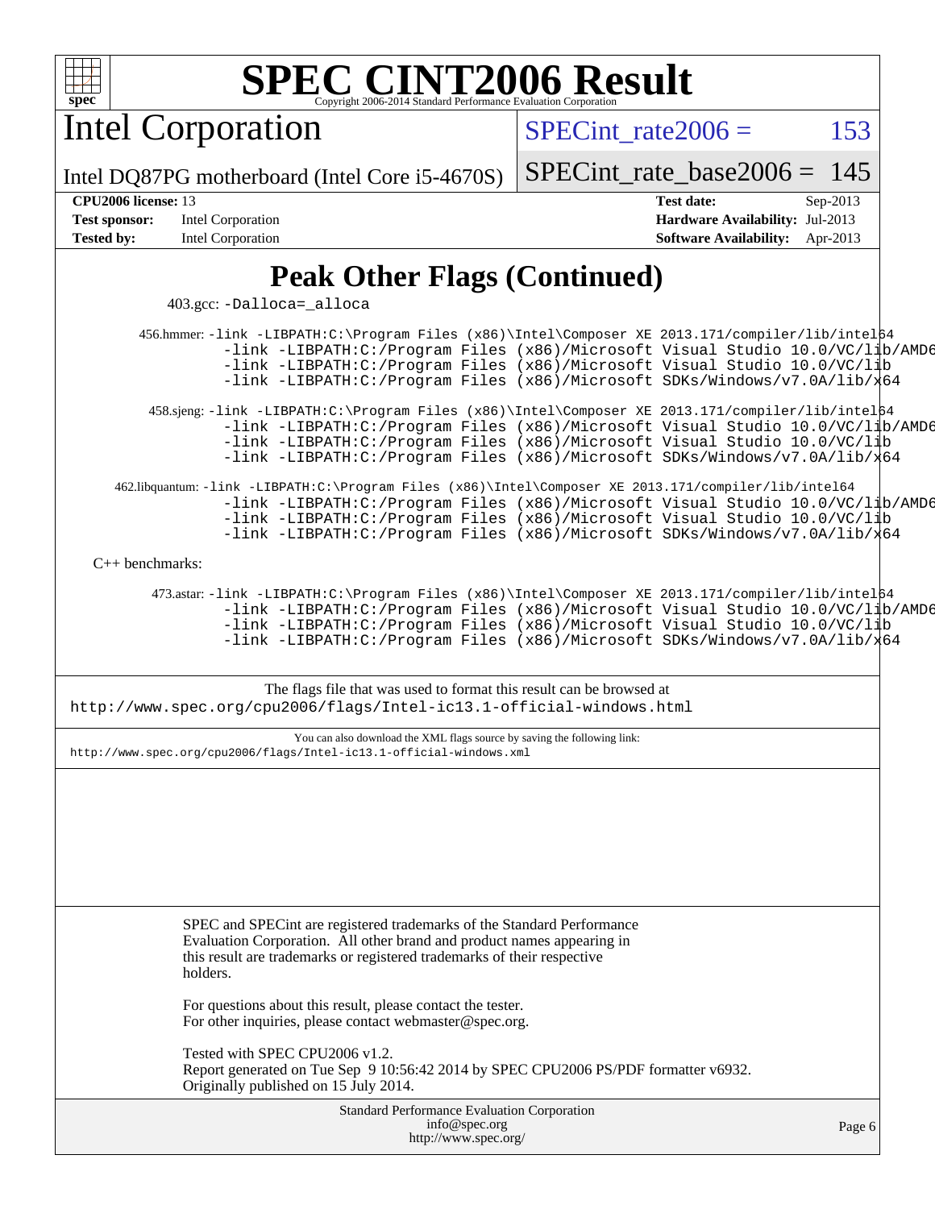# SPEC CINT2006 Result

Copyright 2006-2014 Standard Performance Evaluation Corporation

## Intel Corporation

Intel DQ87PG motherboard (Intel Core i5-4670S)

SPECint_rate2006 = 153

SPECint_rate_base2006 = 145

**CPU2006 license:** 13
**Test sponsor:** Intel Corporation
**Tested by:** Intel Corporation

**Test date:** Sep-2013
**Hardware Availability:** Jul-2013
**Software Availability:** Apr-2013

## Peak Other Flags (Continued)

403.gcc: `-Dalloca=_alloca`

456.hmmer:
```
-link -LIBPATH:C:\Program Files (x86)\Intel\Composer XE 2013.171/compiler/lib/intel64
-link -LIBPATH:C:/Program Files (x86)/Microsoft Visual Studio 10.0/VC/lib/AMD6
-link -LIBPATH:C:/Program Files (x86)/Microsoft Visual Studio 10.0/VC/lib
-link -LIBPATH:C:/Program Files (x86)/Microsoft SDKs/Windows/v7.0A/lib/x64
```

458.sjeng:
```
-link -LIBPATH:C:\Program Files (x86)\Intel\Composer XE 2013.171/compiler/lib/intel64
-link -LIBPATH:C:/Program Files (x86)/Microsoft Visual Studio 10.0/VC/lib/AMD6
-link -LIBPATH:C:/Program Files (x86)/Microsoft Visual Studio 10.0/VC/lib
-link -LIBPATH:C:/Program Files (x86)/Microsoft SDKs/Windows/v7.0A/lib/x64
```

462.libquantum:
```
-link -LIBPATH:C:\Program Files (x86)\Intel\Composer XE 2013.171/compiler/lib/intel64
-link -LIBPATH:C:/Program Files (x86)/Microsoft Visual Studio 10.0/VC/lib/AMD6
-link -LIBPATH:C:/Program Files (x86)/Microsoft Visual Studio 10.0/VC/lib
-link -LIBPATH:C:/Program Files (x86)/Microsoft SDKs/Windows/v7.0A/lib/x64
```

C++ benchmarks:

473.astar:
```
-link -LIBPATH:C:\Program Files (x86)\Intel\Composer XE 2013.171/compiler/lib/intel64
-link -LIBPATH:C:/Program Files (x86)/Microsoft Visual Studio 10.0/VC/lib/AMD6
-link -LIBPATH:C:/Program Files (x86)/Microsoft Visual Studio 10.0/VC/lib
-link -LIBPATH:C:/Program Files (x86)/Microsoft SDKs/Windows/v7.0A/lib/x64
```

The flags file that was used to format this result can be browsed at
http://www.spec.org/cpu2006/flags/Intel-ic13.1-official-windows.html

You can also download the XML flags source by saving the following link:
http://www.spec.org/cpu2006/flags/Intel-ic13.1-official-windows.xml

SPEC and SPECint are registered trademarks of the Standard Performance Evaluation Corporation. All other brand and product names appearing in this result are trademarks or registered trademarks of their respective holders.

For questions about this result, please contact the tester.
For other inquiries, please contact webmaster@spec.org.

Tested with SPEC CPU2006 v1.2.
Report generated on Tue Sep 9 10:56:42 2014 by SPEC CPU2006 PS/PDF formatter v6932.
Originally published on 15 July 2014.